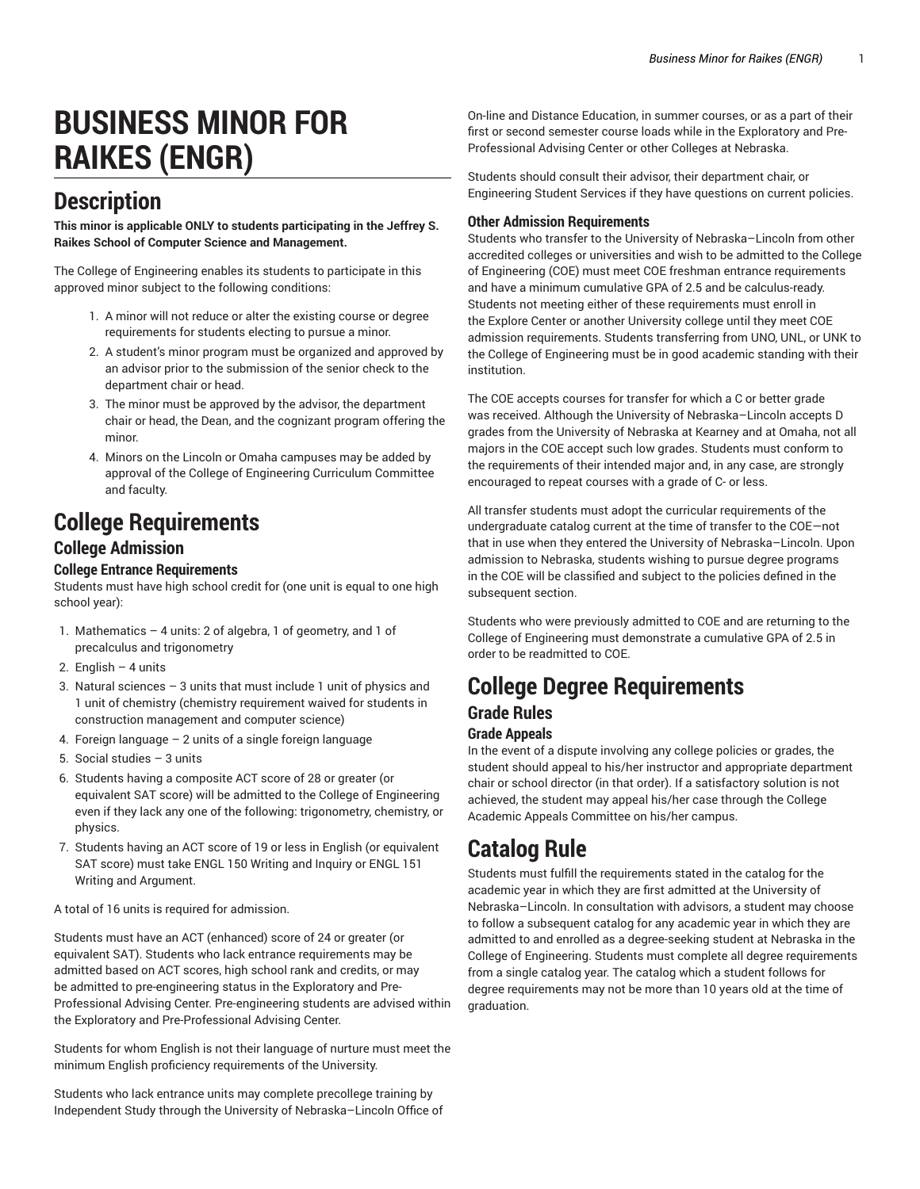# BUSINESS MINOR FOR RAIKES (ENGR)

## Description

**This minor is applicable ONLY to students participating in the Jeffrey S. Raikes School of Computer Science and Management.**

The College of Engineering enables its students to participate in this approved minor subject to the following conditions:

1. A minor will not reduce or alter the existing course or degree requirements for students electing to pursue a minor.
2. A student's minor program must be organized and approved by an advisor prior to the submission of the senior check to the department chair or head.
3. The minor must be approved by the advisor, the department chair or head, the Dean, and the cognizant program offering the minor.
4. Minors on the Lincoln or Omaha campuses may be added by approval of the College of Engineering Curriculum Committee and faculty.

## College Requirements

### College Admission

#### College Entrance Requirements

Students must have high school credit for (one unit is equal to one high school year):

1. Mathematics – 4 units: 2 of algebra, 1 of geometry, and 1 of precalculus and trigonometry
2. English – 4 units
3. Natural sciences – 3 units that must include 1 unit of physics and 1 unit of chemistry (chemistry requirement waived for students in construction management and computer science)
4. Foreign language – 2 units of a single foreign language
5. Social studies – 3 units
6. Students having a composite ACT score of 28 or greater (or equivalent SAT score) will be admitted to the College of Engineering even if they lack any one of the following: trigonometry, chemistry, or physics.
7. Students having an ACT score of 19 or less in English (or equivalent SAT score) must take ENGL 150 Writing and Inquiry or ENGL 151 Writing and Argument.

A total of 16 units is required for admission.

Students must have an ACT (enhanced) score of 24 or greater (or equivalent SAT). Students who lack entrance requirements may be admitted based on ACT scores, high school rank and credits, or may be admitted to pre-engineering status in the Exploratory and Pre-Professional Advising Center. Pre-engineering students are advised within the Exploratory and Pre-Professional Advising Center.

Students for whom English is not their language of nurture must meet the minimum English proficiency requirements of the University.

Students who lack entrance units may complete precollege training by Independent Study through the University of Nebraska–Lincoln Office of On-line and Distance Education, in summer courses, or as a part of their first or second semester course loads while in the Exploratory and Pre-Professional Advising Center or other Colleges at Nebraska.

Students should consult their advisor, their department chair, or Engineering Student Services if they have questions on current policies.

#### Other Admission Requirements

Students who transfer to the University of Nebraska–Lincoln from other accredited colleges or universities and wish to be admitted to the College of Engineering (COE) must meet COE freshman entrance requirements and have a minimum cumulative GPA of 2.5 and be calculus-ready. Students not meeting either of these requirements must enroll in the Explore Center or another University college until they meet COE admission requirements. Students transferring from UNO, UNL, or UNK to the College of Engineering must be in good academic standing with their institution.

The COE accepts courses for transfer for which a C or better grade was received. Although the University of Nebraska–Lincoln accepts D grades from the University of Nebraska at Kearney and at Omaha, not all majors in the COE accept such low grades. Students must conform to the requirements of their intended major and, in any case, are strongly encouraged to repeat courses with a grade of C- or less.

All transfer students must adopt the curricular requirements of the undergraduate catalog current at the time of transfer to the COE—not that in use when they entered the University of Nebraska–Lincoln. Upon admission to Nebraska, students wishing to pursue degree programs in the COE will be classified and subject to the policies defined in the subsequent section.

Students who were previously admitted to COE and are returning to the College of Engineering must demonstrate a cumulative GPA of 2.5 in order to be readmitted to COE.

## College Degree Requirements

### Grade Rules

#### Grade Appeals

In the event of a dispute involving any college policies or grades, the student should appeal to his/her instructor and appropriate department chair or school director (in that order). If a satisfactory solution is not achieved, the student may appeal his/her case through the College Academic Appeals Committee on his/her campus.

## Catalog Rule

Students must fulfill the requirements stated in the catalog for the academic year in which they are first admitted at the University of Nebraska–Lincoln. In consultation with advisors, a student may choose to follow a subsequent catalog for any academic year in which they are admitted to and enrolled as a degree-seeking student at Nebraska in the College of Engineering. Students must complete all degree requirements from a single catalog year. The catalog which a student follows for degree requirements may not be more than 10 years old at the time of graduation.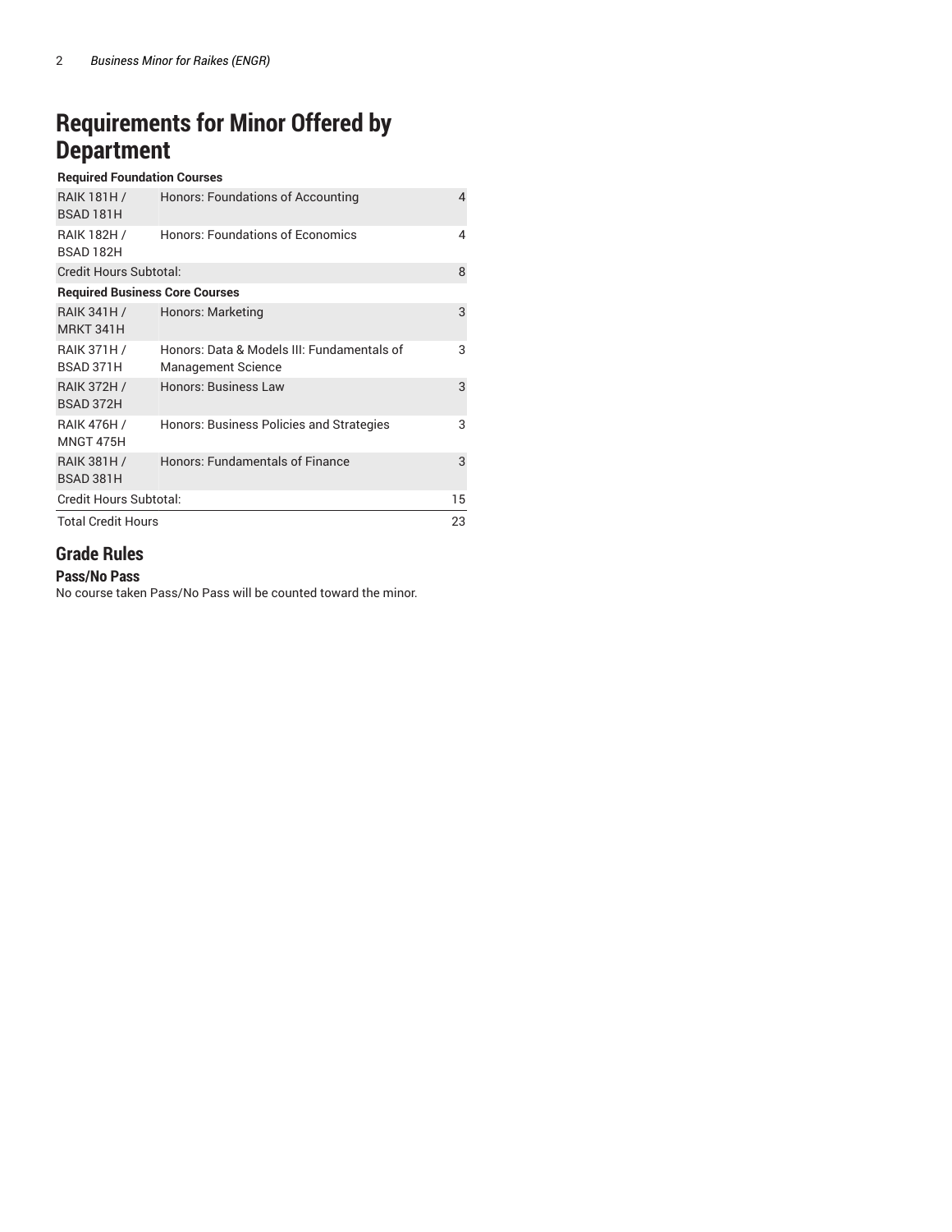# Requirements for Minor Offered by Department

| | | |
|---|---|---|
| **Required Foundation Courses** | | |
| RAIK 181H / BSAD 181H | Honors: Foundations of Accounting | 4 |
| RAIK 182H / BSAD 182H | Honors: Foundations of Economics | 4 |
| Credit Hours Subtotal: | | 8 |
| **Required Business Core Courses** | | |
| RAIK 341H / MRKT 341H | Honors: Marketing | 3 |
| RAIK 371H / BSAD 371H | Honors: Data & Models III: Fundamentals of Management Science | 3 |
| RAIK 372H / BSAD 372H | Honors: Business Law | 3 |
| RAIK 476H / MNGT 475H | Honors: Business Policies and Strategies | 3 |
| RAIK 381H / BSAD 381H | Honors: Fundamentals of Finance | 3 |
| Credit Hours Subtotal: | | 15 |
| Total Credit Hours | | 23 |

## Grade Rules

### Pass/No Pass

No course taken Pass/No Pass will be counted toward the minor.